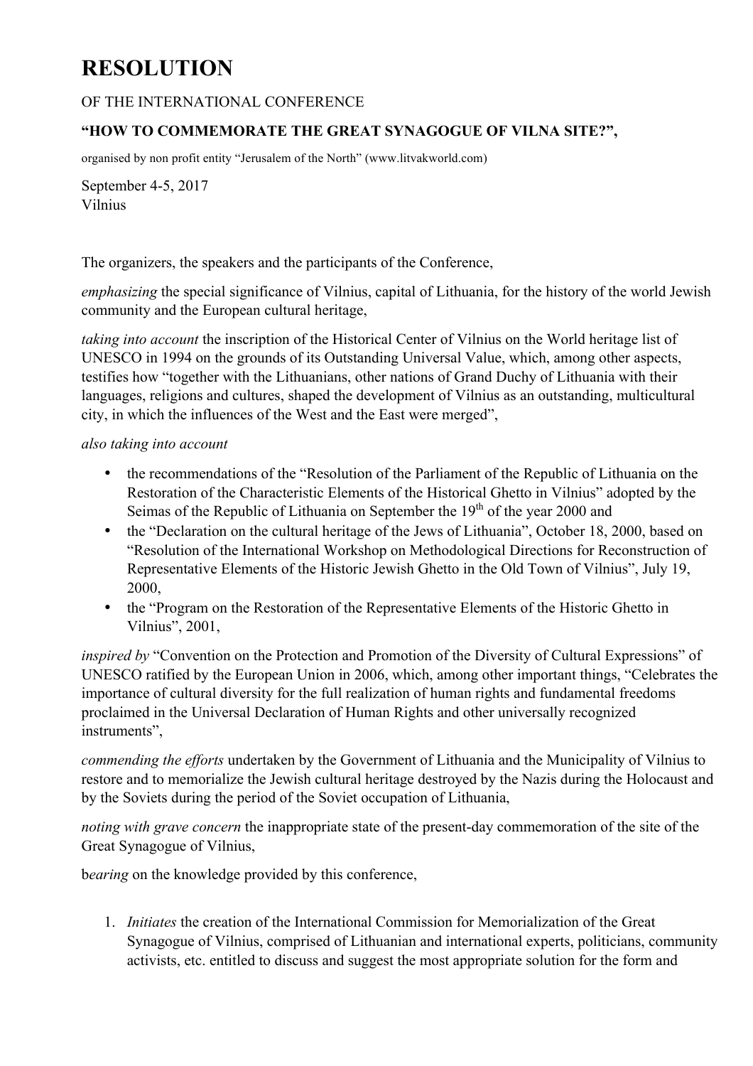# RESOLUTION

OF THE INTERNATIONAL CONFERENCE

**"HOW TO COMMEMORATE THE GREAT SYNAGOGUE OF VILNA SITE?",**

organised by non profit entity "Jerusalem of the North" (www.litvakworld.com)

September 4-5, 2017
Vilnius

The organizers, the speakers and the participants of the Conference,

*emphasizing* the special significance of Vilnius, capital of Lithuania, for the history of the world Jewish community and the European cultural heritage,

*taking into account* the inscription of the Historical Center of Vilnius on the World heritage list of UNESCO in 1994 on the grounds of its Outstanding Universal Value, which, among other aspects, testifies how "together with the Lithuanians, other nations of Grand Duchy of Lithuania with their languages, religions and cultures, shaped the development of Vilnius as an outstanding, multicultural city, in which the influences of the West and the East were merged",

*also taking into account*

- the recommendations of the "Resolution of the Parliament of the Republic of Lithuania on the Restoration of the Characteristic Elements of the Historical Ghetto in Vilnius" adopted by the Seimas of the Republic of Lithuania on September the 19th of the year 2000 and
- the "Declaration on the cultural heritage of the Jews of Lithuania", October 18, 2000, based on "Resolution of the International Workshop on Methodological Directions for Reconstruction of Representative Elements of the Historic Jewish Ghetto in the Old Town of Vilnius", July 19, 2000,
- the "Program on the Restoration of the Representative Elements of the Historic Ghetto in Vilnius", 2001,

*inspired by* "Convention on the Protection and Promotion of the Diversity of Cultural Expressions" of UNESCO ratified by the European Union in 2006, which, among other important things, "Celebrates the importance of cultural diversity for the full realization of human rights and fundamental freedoms proclaimed in the Universal Declaration of Human Rights and other universally recognized instruments",

*commending the efforts* undertaken by the Government of Lithuania and the Municipality of Vilnius to restore and to memorialize the Jewish cultural heritage destroyed by the Nazis during the Holocaust and by the Soviets during the period of the Soviet occupation of Lithuania,

*noting with grave concern* the inappropriate state of the present-day commemoration of the site of the Great Synagogue of Vilnius,

b*earing* on the knowledge provided by this conference,

1. *Initiates* the creation of the International Commission for Memorialization of the Great Synagogue of Vilnius, comprised of Lithuanian and international experts, politicians, community activists, etc. entitled to discuss and suggest the most appropriate solution for the form and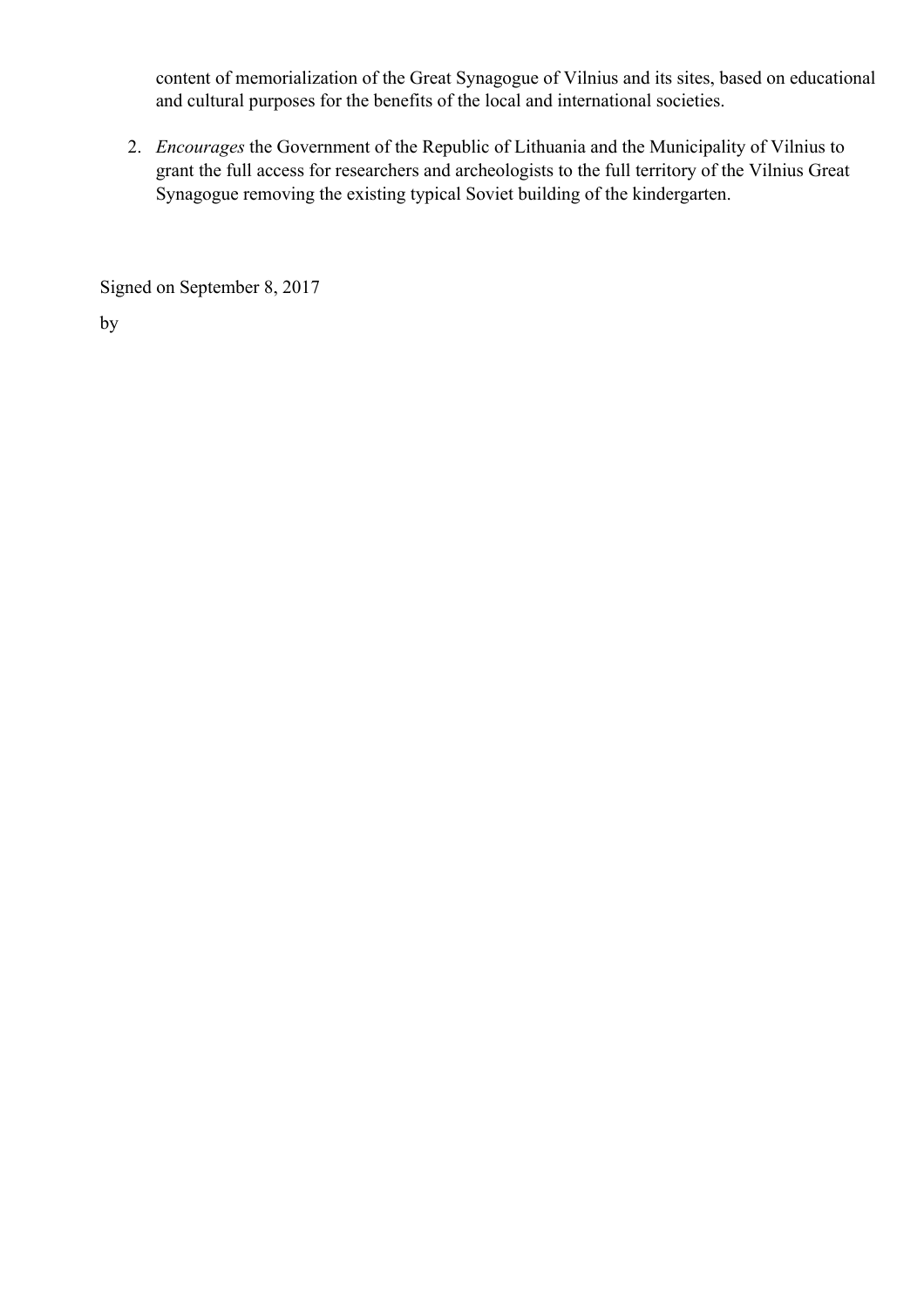content of memorialization of the Great Synagogue of Vilnius and its sites, based on educational and cultural purposes for the benefits of the local and international societies.

2. *Encourages* the Government of the Republic of Lithuania and the Municipality of Vilnius to grant the full access for researchers and archeologists to the full territory of the Vilnius Great Synagogue removing the existing typical Soviet building of the kindergarten.

Signed on September 8, 2017

by